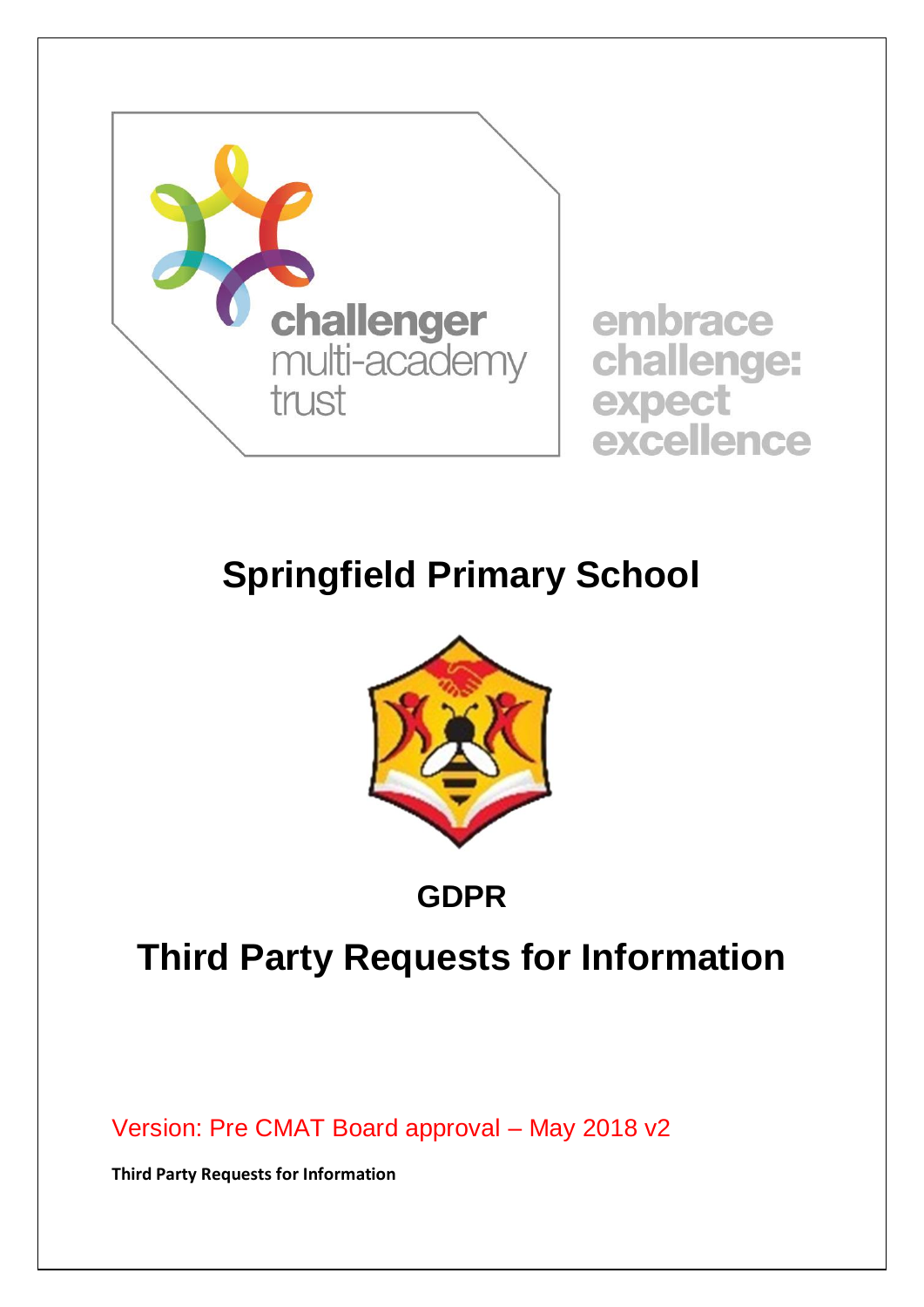challenger multi-academy trust

embrace challenge: expect excellence

# Springfield Primary School

## GDPR

# Third Party Requests for Information

Version: Pre CMAT Board approval – May 2018 v2

**Third Party Requests for Information**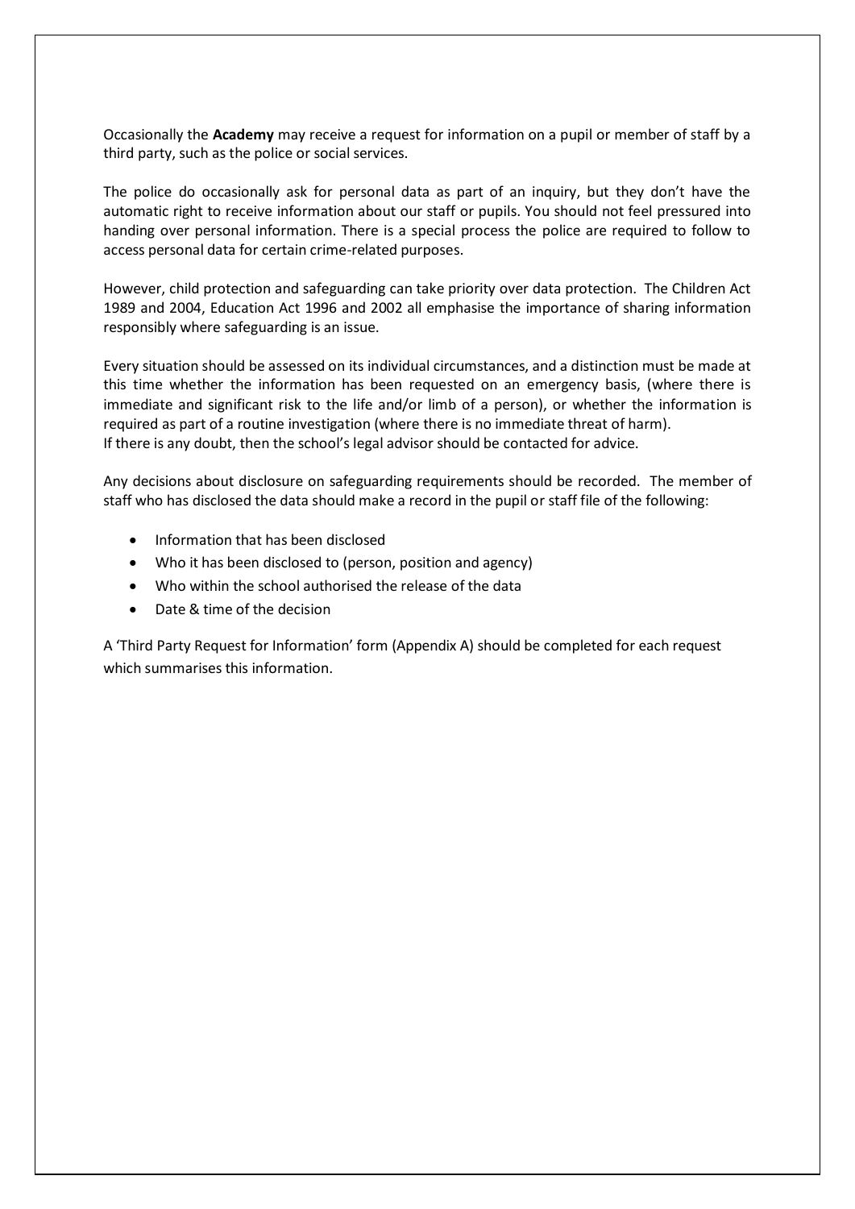Occasionally the **Academy** may receive a request for information on a pupil or member of staff by a third party, such as the police or social services.

The police do occasionally ask for personal data as part of an inquiry, but they don't have the automatic right to receive information about our staff or pupils. You should not feel pressured into handing over personal information. There is a special process the police are required to follow to access personal data for certain crime-related purposes.

However, child protection and safeguarding can take priority over data protection. The Children Act 1989 and 2004, Education Act 1996 and 2002 all emphasise the importance of sharing information responsibly where safeguarding is an issue.

Every situation should be assessed on its individual circumstances, and a distinction must be made at this time whether the information has been requested on an emergency basis, (where there is immediate and significant risk to the life and/or limb of a person), or whether the information is required as part of a routine investigation (where there is no immediate threat of harm).
If there is any doubt, then the school's legal advisor should be contacted for advice.

Any decisions about disclosure on safeguarding requirements should be recorded. The member of staff who has disclosed the data should make a record in the pupil or staff file of the following:

- Information that has been disclosed
- Who it has been disclosed to (person, position and agency)
- Who within the school authorised the release of the data
- Date & time of the decision

A 'Third Party Request for Information' form (Appendix A) should be completed for each request which summarises this information.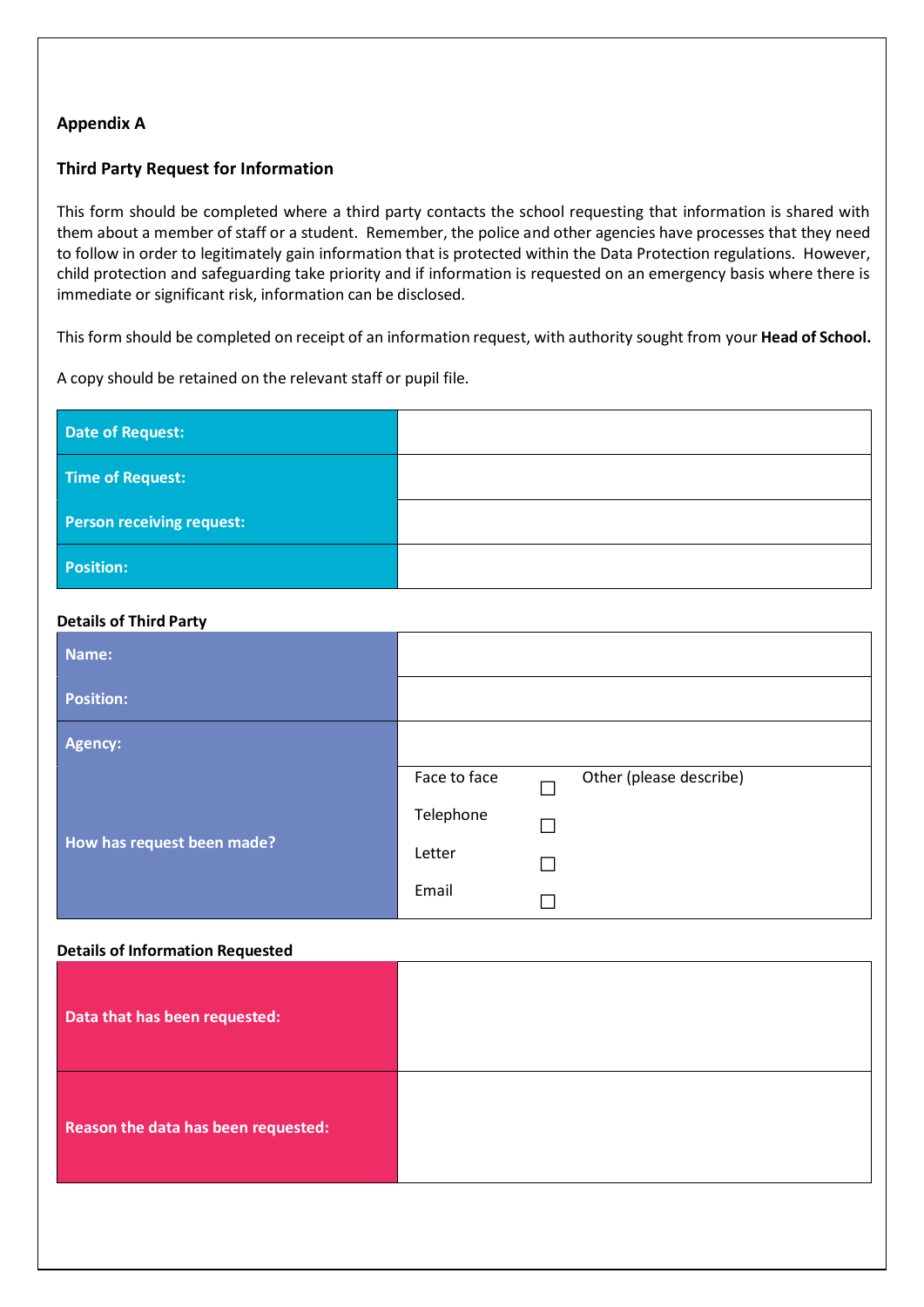**Appendix A**

**Third Party Request for Information**

This form should be completed where a third party contacts the school requesting that information is shared with them about a member of staff or a student. Remember, the police and other agencies have processes that they need to follow in order to legitimately gain information that is protected within the Data Protection regulations. However, child protection and safeguarding take priority and if information is requested on an emergency basis where there is immediate or significant risk, information can be disclosed.

This form should be completed on receipt of an information request, with authority sought from your **Head of School.**

A copy should be retained on the relevant staff or pupil file.

| | |
|---|---|
| **Date of Request:** | |
| **Time of Request:** | |
| **Person receiving request:** | |
| **Position:** | |

**Details of Third Party**

| | |
|---|---|
| **Name:** | |
| **Position:** | |
| **Agency:** | |
| **How has request been made?** | Face to face ☐<br>Telephone ☐<br>Letter ☐<br>Email ☐<br>Other (please describe) |

**Details of Information Requested**

| | |
|---|---|
| **Data that has been requested:** | |
| **Reason the data has been requested:** | |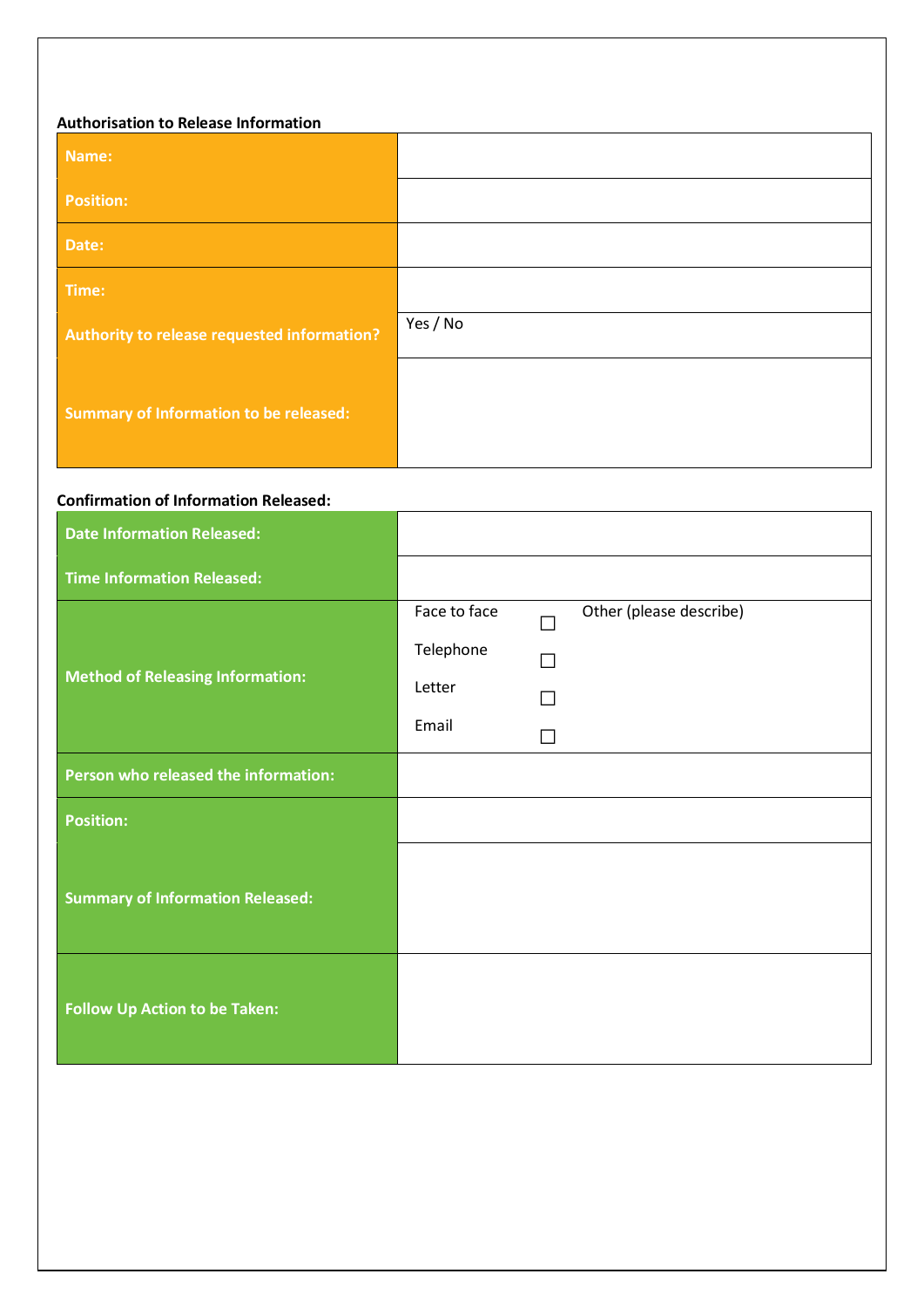**Authorisation to Release Information**

| | |
|---|---|
| **Name:** | |
| **Position:** | |
| **Date:** | |
| **Time:** | |
| **Authority to release requested information?** | Yes / No |
| **Summary of Information to be released:** | |

**Confirmation of Information Released:**

| | |
|---|---|
| **Date Information Released:** | |
| **Time Information Released:** | |
| **Method of Releasing Information:** | Face to face ☐ Telephone ☐ Letter ☐ Email ☐ Other (please describe) |
| **Person who released the information:** | |
| **Position:** | |
| **Summary of Information Released:** | |
| **Follow Up Action to be Taken:** | |